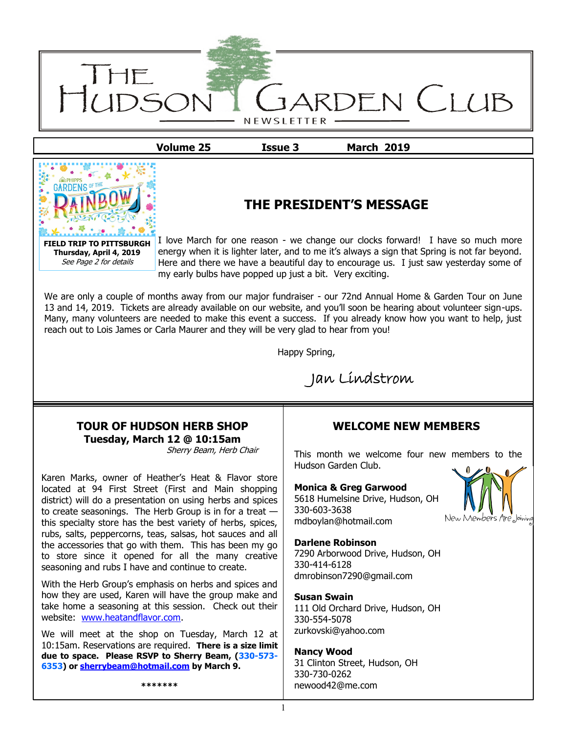# THE HUDSON GARDEN CLUB

NEWSLETTER

**Volume 25 Issue 3 March 2019**

**FIELD TRIP TO PITTSBURGH**
**Thursday, April 4, 2019**
*See Page 2 for details*

## THE PRESIDENT'S MESSAGE

I love March for one reason - we change our clocks forward! I have so much more energy when it is lighter later, and to me it's always a sign that Spring is not far beyond. Here and there we have a beautiful day to encourage us. I just saw yesterday some of my early bulbs have popped up just a bit. Very exciting.

We are only a couple of months away from our major fundraiser - our 72nd Annual Home & Garden Tour on June 13 and 14, 2019. Tickets are already available on our website, and you'll soon be hearing about volunteer sign-ups. Many, many volunteers are needed to make this event a success. If you already know how you want to help, just reach out to Lois James or Carla Maurer and they will be very glad to hear from you!

Happy Spring,

Jan Lindstrom

## TOUR OF HUDSON HERB SHOP

**Tuesday, March 12 @ 10:15am**

*Sherry Beam, Herb Chair*

Karen Marks, owner of Heather's Heat & Flavor store located at 94 First Street (First and Main shopping district) will do a presentation on using herbs and spices to create seasonings. The Herb Group is in for a treat — this specialty store has the best variety of herbs, spices, rubs, salts, peppercorns, teas, salsas, hot sauces and all the accessories that go with them. This has been my go to store since it opened for all the many creative seasoning and rubs I have and continue to create.

With the Herb Group's emphasis on herbs and spices and how they are used, Karen will have the group make and take home a seasoning at this session. Check out their website: www.heatandflavor.com.

We will meet at the shop on Tuesday, March 12 at 10:15am. Reservations are required. **There is a size limit due to space. Please RSVP to Sherry Beam, (330-573-6353) or sherrybeam@hotmail.com by March 9.**

*******

## WELCOME NEW MEMBERS

This month we welcome four new members to the Hudson Garden Club.

**Monica & Greg Garwood**
5618 Humelsine Drive, Hudson, OH
330-603-3638
mdboylan@hotmail.com

**Darlene Robinson**
7290 Arborwood Drive, Hudson, OH
330-414-6128
dmrobinson7290@gmail.com

**Susan Swain**
111 Old Orchard Drive, Hudson, OH
330-554-5078
zurkovski@yahoo.com

**Nancy Wood**
31 Clinton Street, Hudson, OH
330-730-0262
newood42@me.com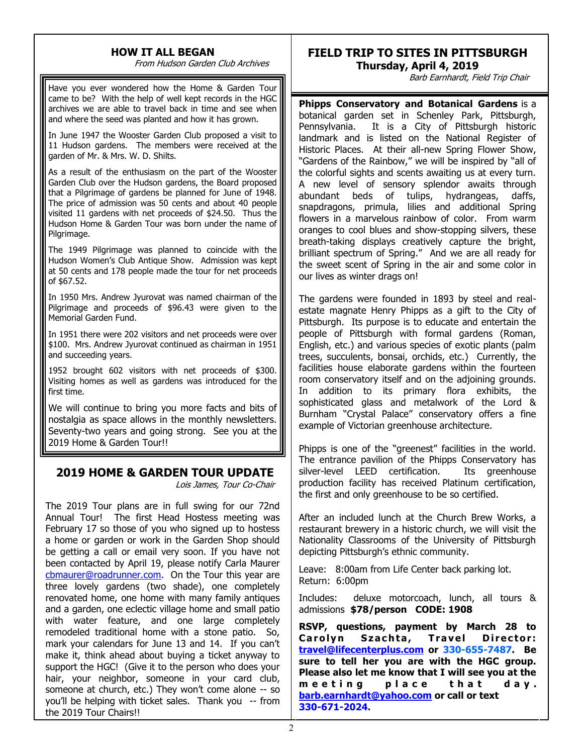## HOW IT ALL BEGAN

*From Hudson Garden Club Archives*

Have you ever wondered how the Home & Garden Tour came to be? With the help of well kept records in the HGC archives we are able to travel back in time and see when and where the seed was planted and how it has grown.

In June 1947 the Wooster Garden Club proposed a visit to 11 Hudson gardens. The members were received at the garden of Mr. & Mrs. W. D. Shilts.

As a result of the enthusiasm on the part of the Wooster Garden Club over the Hudson gardens, the Board proposed that a Pilgrimage of gardens be planned for June of 1948. The price of admission was 50 cents and about 40 people visited 11 gardens with net proceeds of $24.50. Thus the Hudson Home & Garden Tour was born under the name of Pilgrimage.

The 1949 Pilgrimage was planned to coincide with the Hudson Women's Club Antique Show. Admission was kept at 50 cents and 178 people made the tour for net proceeds of $67.52.

In 1950 Mrs. Andrew Jyurovat was named chairman of the Pilgrimage and proceeds of $96.43 were given to the Memorial Garden Fund.

In 1951 there were 202 visitors and net proceeds were over $100. Mrs. Andrew Jyurovat continued as chairman in 1951 and succeeding years.

1952 brought 602 visitors with net proceeds of $300. Visiting homes as well as gardens was introduced for the first time.

We will continue to bring you more facts and bits of nostalgia as space allows in the monthly newsletters. Seventy-two years and going strong. See you at the 2019 Home & Garden Tour!!

## 2019 HOME & GARDEN TOUR UPDATE

*Lois James, Tour Co-Chair*

The 2019 Tour plans are in full swing for our 72nd Annual Tour! The first Head Hostess meeting was February 17 so those of you who signed up to hostess a home or garden or work in the Garden Shop should be getting a call or email very soon. If you have not been contacted by April 19, please notify Carla Maurer cbmaurer@roadrunner.com. On the Tour this year are three lovely gardens (two shade), one completely renovated home, one home with many family antiques and a garden, one eclectic village home and small patio with water feature, and one large completely remodeled traditional home with a stone patio. So, mark your calendars for June 13 and 14. If you can't make it, think ahead about buying a ticket anyway to support the HGC! (Give it to the person who does your hair, your neighbor, someone in your card club, someone at church, etc.) They won't come alone -- so you'll be helping with ticket sales. Thank you -- from the 2019 Tour Chairs!!

## FIELD TRIP TO SITES IN PITTSBURGH

**Thursday, April 4, 2019**

*Barb Earnhardt, Field Trip Chair*

**Phipps Conservatory and Botanical Gardens** is a botanical garden set in Schenley Park, Pittsburgh, Pennsylvania. It is a City of Pittsburgh historic landmark and is listed on the National Register of Historic Places. At their all-new Spring Flower Show, "Gardens of the Rainbow," we will be inspired by "all of the colorful sights and scents awaiting us at every turn. A new level of sensory splendor awaits through abundant beds of tulips, hydrangeas, daffs, snapdragons, primula, lilies and additional Spring flowers in a marvelous rainbow of color. From warm oranges to cool blues and show-stopping silvers, these breath-taking displays creatively capture the bright, brilliant spectrum of Spring." And we are all ready for the sweet scent of Spring in the air and some color in our lives as winter drags on!

The gardens were founded in 1893 by steel and real-estate magnate Henry Phipps as a gift to the City of Pittsburgh. Its purpose is to educate and entertain the people of Pittsburgh with formal gardens (Roman, English, etc.) and various species of exotic plants (palm trees, succulents, bonsai, orchids, etc.) Currently, the facilities house elaborate gardens within the fourteen room conservatory itself and on the adjoining grounds. In addition to its primary flora exhibits, the sophisticated glass and metalwork of the Lord & Burnham "Crystal Palace" conservatory offers a fine example of Victorian greenhouse architecture.

Phipps is one of the "greenest" facilities in the world. The entrance pavilion of the Phipps Conservatory has silver-level LEED certification. Its greenhouse production facility has received Platinum certification, the first and only greenhouse to be so certified.

After an included lunch at the Church Brew Works, a restaurant brewery in a historic church, we will visit the Nationality Classrooms of the University of Pittsburgh depicting Pittsburgh's ethnic community.

Leave: 8:00am from Life Center back parking lot.
Return: 6:00pm

Includes: deluxe motorcoach, lunch, all tours & admissions **$78/person CODE: 1908**

**RSVP, questions, payment by March 28 to Carolyn Szachta, Travel Director: travel@lifecenterplus.com or 330-655-7487. Be sure to tell her you are with the HGC group. Please also let me know that I will see you at the meeting place that day. barb.earnhardt@yahoo.com or call or text 330-671-2024.**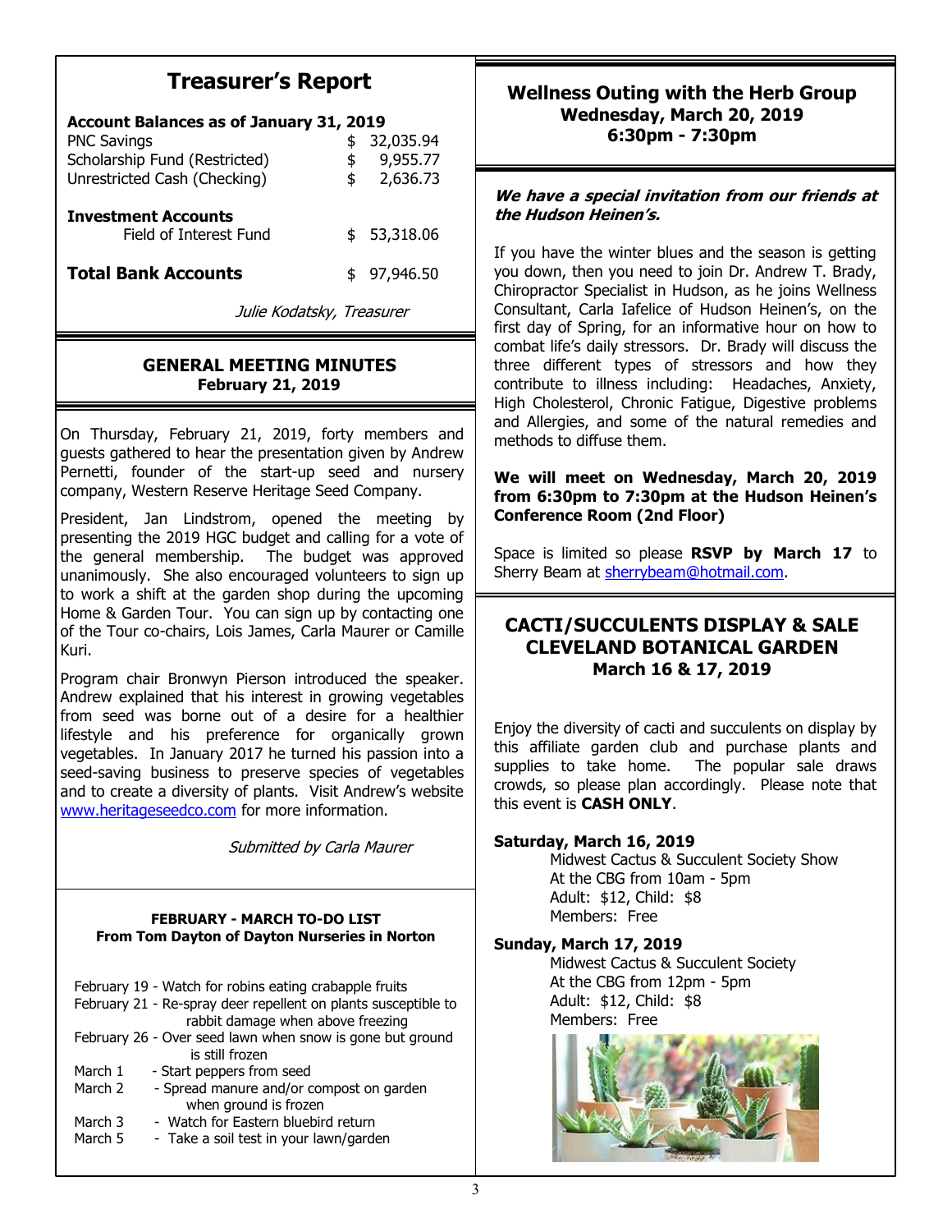## Treasurer's Report

**Account Balances as of January 31, 2019**

| | |
|---|---|
| PNC Savings | $ 32,035.94 |
| Scholarship Fund (Restricted) | $ 9,955.77 |
| Unrestricted Cash (Checking) | $ 2,636.73 |
| **Investment Accounts** | |
| Field of Interest Fund | $ 53,318.06 |
| **Total Bank Accounts** | $ 97,946.50 |

*Julie Kodatsky, Treasurer*

## GENERAL MEETING MINUTES
**February 21, 2019**

On Thursday, February 21, 2019, forty members and guests gathered to hear the presentation given by Andrew Pernetti, founder of the start-up seed and nursery company, Western Reserve Heritage Seed Company.

President, Jan Lindstrom, opened the meeting by presenting the 2019 HGC budget and calling for a vote of the general membership. The budget was approved unanimously. She also encouraged volunteers to sign up to work a shift at the garden shop during the upcoming Home & Garden Tour. You can sign up by contacting one of the Tour co-chairs, Lois James, Carla Maurer or Camille Kuri.

Program chair Bronwyn Pierson introduced the speaker. Andrew explained that his interest in growing vegetables from seed was borne out of a desire for a healthier lifestyle and his preference for organically grown vegetables. In January 2017 he turned his passion into a seed-saving business to preserve species of vegetables and to create a diversity of plants. Visit Andrew's website www.heritageseedco.com for more information.

*Submitted by Carla Maurer*

### FEBRUARY - MARCH TO-DO LIST
**From Tom Dayton of Dayton Nurseries in Norton**

- February 19 - Watch for robins eating crabapple fruits
- February 21 - Re-spray deer repellent on plants susceptible to rabbit damage when above freezing
- February 26 - Over seed lawn when snow is gone but ground is still frozen
- March 1 - Start peppers from seed
- March 2 - Spread manure and/or compost on garden when ground is frozen
- March 3 - Watch for Eastern bluebird return
- March 5 - Take a soil test in your lawn/garden

## Wellness Outing with the Herb Group
**Wednesday, March 20, 2019**
**6:30pm - 7:30pm**

***We have a special invitation from our friends at the Hudson Heinen's.***

If you have the winter blues and the season is getting you down, then you need to join Dr. Andrew T. Brady, Chiropractor Specialist in Hudson, as he joins Wellness Consultant, Carla Iafelice of Hudson Heinen's, on the first day of Spring, for an informative hour on how to combat life's daily stressors. Dr. Brady will discuss the three different types of stressors and how they contribute to illness including: Headaches, Anxiety, High Cholesterol, Chronic Fatigue, Digestive problems and Allergies, and some of the natural remedies and methods to diffuse them.

**We will meet on Wednesday, March 20, 2019 from 6:30pm to 7:30pm at the Hudson Heinen's Conference Room (2nd Floor)**

Space is limited so please **RSVP by March 17** to Sherry Beam at sherrybeam@hotmail.com.

## CACTI/SUCCULENTS DISPLAY & SALE CLEVELAND BOTANICAL GARDEN
**March 16 & 17, 2019**

Enjoy the diversity of cacti and succulents on display by this affiliate garden club and purchase plants and supplies to take home. The popular sale draws crowds, so please plan accordingly. Please note that this event is **CASH ONLY**.

**Saturday, March 16, 2019**
Midwest Cactus & Succulent Society Show
At the CBG from 10am - 5pm
Adult: $12, Child: $8
Members: Free

**Sunday, March 17, 2019**
Midwest Cactus & Succulent Society
At the CBG from 12pm - 5pm
Adult: $12, Child: $8
Members: Free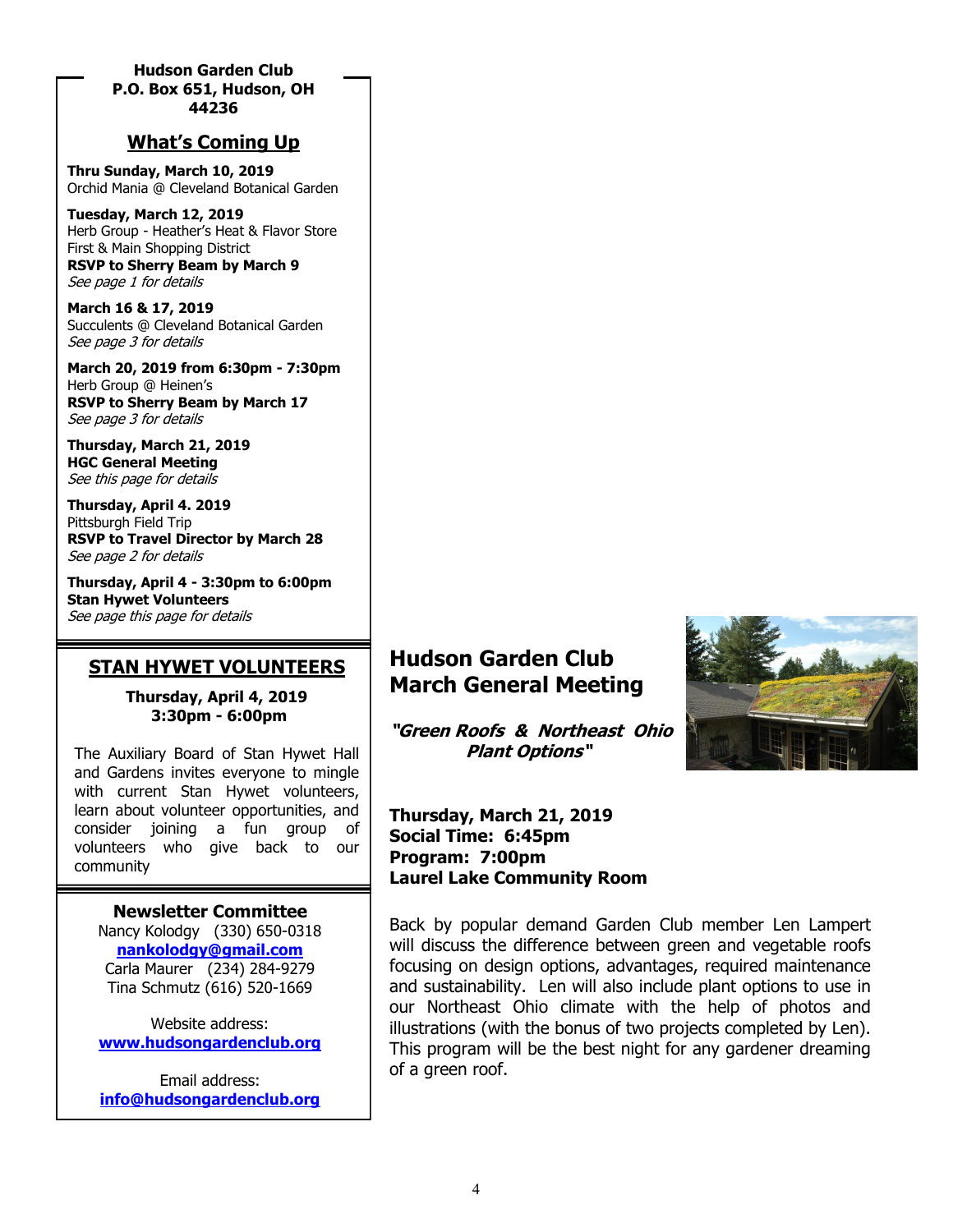**Hudson Garden Club**
**P.O. Box 651, Hudson, OH 44236**

## What's Coming Up

**Thru Sunday, March 10, 2019**
Orchid Mania @ Cleveland Botanical Garden

**Tuesday, March 12, 2019**
Herb Group - Heather's Heat & Flavor Store
First & Main Shopping District
**RSVP to Sherry Beam by March 9**
*See page 1 for details*

**March 16 & 17, 2019**
Succulents @ Cleveland Botanical Garden
*See page 3 for details*

**March 20, 2019 from 6:30pm - 7:30pm**
Herb Group @ Heinen's
**RSVP to Sherry Beam by March 17**
*See page 3 for details*

**Thursday, March 21, 2019**
**HGC General Meeting**
*See this page for details*

**Thursday, April 4. 2019**
Pittsburgh Field Trip
**RSVP to Travel Director by March 28**
*See page 2 for details*

**Thursday, April 4 - 3:30pm to 6:00pm**
**Stan Hywet Volunteers**
*See page this page for details*

## STAN HYWET VOLUNTEERS

**Thursday, April 4, 2019**
**3:30pm - 6:00pm**

The Auxiliary Board of Stan Hywet Hall and Gardens invites everyone to mingle with current Stan Hywet volunteers, learn about volunteer opportunities, and consider joining a fun group of volunteers who give back to our community

**Newsletter Committee**
Nancy Kolodgy (330) 650-0318
**nankolodgy@gmail.com**
Carla Maurer (234) 284-9279
Tina Schmutz (616) 520-1669

Website address:
**www.hudsongardenclub.org**

Email address:
**info@hudsongardenclub.org**

# Hudson Garden Club March General Meeting

***"Green Roofs & Northeast Ohio Plant Options"***

**Thursday, March 21, 2019**
**Social Time: 6:45pm**
**Program: 7:00pm**
**Laurel Lake Community Room**

Back by popular demand Garden Club member Len Lampert will discuss the difference between green and vegetable roofs focusing on design options, advantages, required maintenance and sustainability. Len will also include plant options to use in our Northeast Ohio climate with the help of photos and illustrations (with the bonus of two projects completed by Len). This program will be the best night for any gardener dreaming of a green roof.